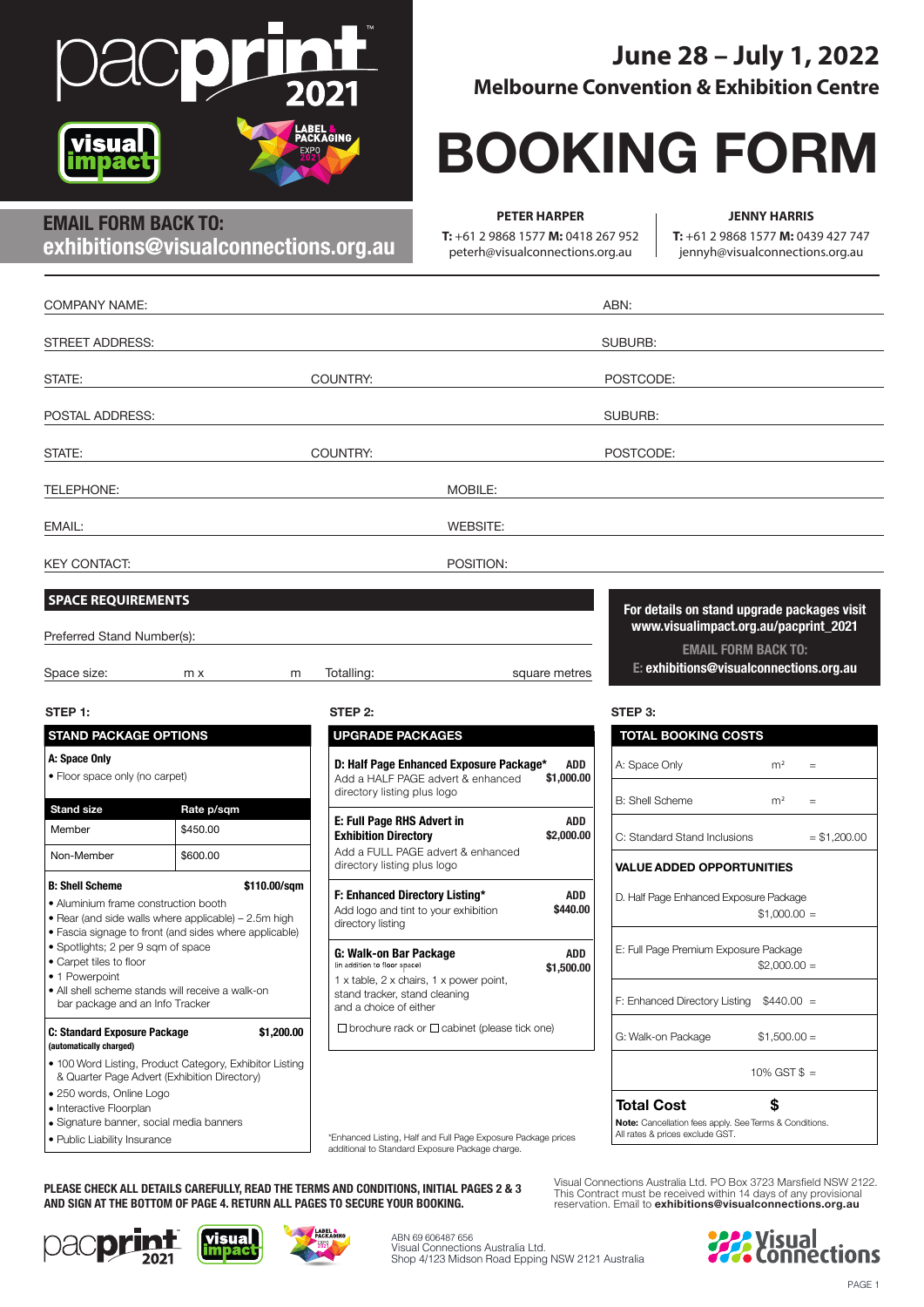pacprint 2021

visual impact

LABEL & PACKAGING EXPO 2021

**June 28 – July 1, 2022**
**Melbourne Convention & Exhibition Centre**

# BOOKING FORM

**EMAIL FORM BACK TO:**
**exhibitions@visualconnections.org.au**

**PETER HARPER**
**T:** +61 2 9868 1577 **M:** 0418 267 952
peterh@visualconnections.org.au

**JENNY HARRIS**
**T:** +61 2 9868 1577 **M:** 0439 427 747
jennyh@visualconnections.org.au

COMPANY NAME: ABN:

STREET ADDRESS: SUBURB:

STATE: COUNTRY: POSTCODE:

POSTAL ADDRESS: SUBURB:

STATE: COUNTRY: POSTCODE:

TELEPHONE: MOBILE:

EMAIL: WEBSITE:

KEY CONTACT: POSITION:

## SPACE REQUIREMENTS

Preferred Stand Number(s):

Space size: m x m Totalling: square metres

**For details on stand upgrade packages visit www.visualimpact.org.au/pacprint_2021**

**EMAIL FORM BACK TO:**
**E: exhibitions@visualconnections.org.au**

### STEP 1:

**STAND PACKAGE OPTIONS**

**A: Space Only**
- Floor space only (no carpet)

| Stand size | Rate p/sqm |
|---|---|
| Member | $450.00 |
| Non-Member | $600.00 |

**B: Shell Scheme** **$110.00/sqm**
- Aluminium frame construction booth
- Rear (and side walls where applicable) – 2.5m high
- Fascia signage to front (and sides where applicable)
- Spotlights; 2 per 9 sqm of space
- Carpet tiles to floor
- 1 Powerpoint
- All shell scheme stands will receive a walk-on bar package and an Info Tracker

**C: Standard Exposure Package** **$1,200.00**
**(automatically charged)**
- 100 Word Listing, Product Category, Exhibitor Listing & Quarter Page Advert (Exhibition Directory)
- 250 words, Online Logo
- Interactive Floorplan
- Signature banner, social media banners
- Public Liability Insurance

### STEP 2:

**UPGRADE PACKAGES**

**D: Half Page Enhanced Exposure Package*** **ADD $1,000.00**
Add a HALF PAGE advert & enhanced directory listing plus logo

**E: Full Page RHS Advert in Exhibition Directory** **ADD $2,000.00**
Add a FULL PAGE advert & enhanced directory listing plus logo

**F: Enhanced Directory Listing*** **ADD $440.00**
Add logo and tint to your exhibition directory listing

**G: Walk-on Bar Package** **ADD $1,500.00**
(in addition to floor space)
1 x table, 2 x chairs, 1 x power point, stand tracker, stand cleaning and a choice of either

☐ brochure rack or ☐ cabinet (please tick one)

*Enhanced Listing, Half and Full Page Exposure Package prices additional to Standard Exposure Package charge.

### STEP 3:

**TOTAL BOOKING COSTS**

| | |
|---|---|
| A: Space Only | m² = |
| B: Shell Scheme | m² = |
| C: Standard Stand Inclusions | = $1,200.00 |
| **VALUE ADDED OPPORTUNITIES** | |
| D. Half Page Enhanced Exposure Package | $1,000.00 = |
| E. Full Page Premium Exposure Package | $2,000.00 = |
| F. Enhanced Directory Listing | $440.00 = |
| G: Walk-on Package | $1,500.00 = |
| | 10% GST $ = |
| **Total Cost** | **$** |

**Note:** Cancellation fees apply. See Terms & Conditions.
All rates & prices exclude GST.

**PLEASE CHECK ALL DETAILS CAREFULLY, READ THE TERMS AND CONDITIONS, INITIAL PAGES 2 & 3 AND SIGN AT THE BOTTOM OF PAGE 4. RETURN ALL PAGES TO SECURE YOUR BOOKING.**

Visual Connections Australia Ltd. PO Box 3723 Marsfield NSW 2122. This Contract must be received within 14 days of any provisional reservation. Email to **exhibitions@visualconnections.org.au**

ABN 69 606487 656
Visual Connections Australia Ltd.
Shop 4/123 Midson Road Epping NSW 2121 Australia

Visual Connections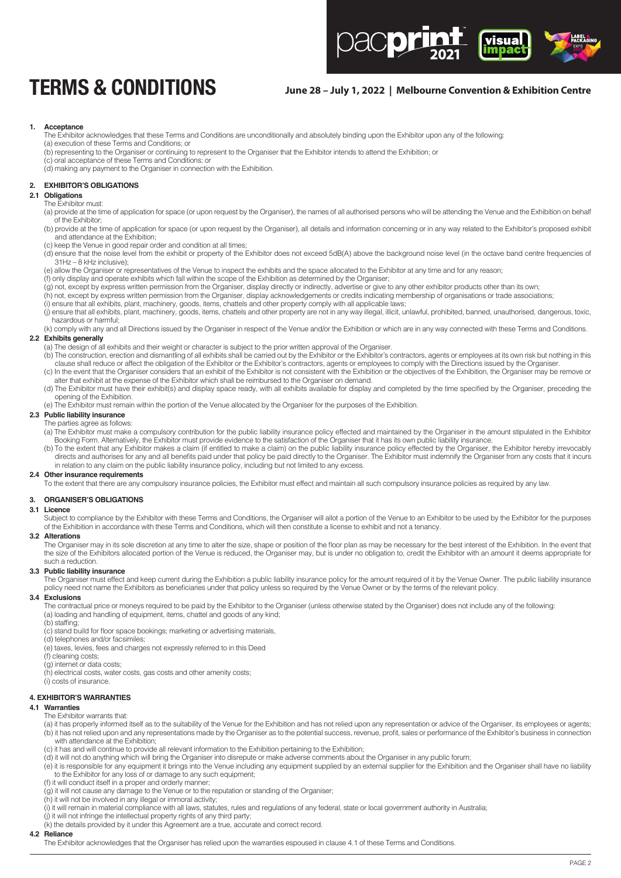# TERMS & CONDITIONS

**June 28 – July 1, 2022 | Melbourne Convention & Exhibition Centre**

## 1. Acceptance

The Exhibitor acknowledges that these Terms and Conditions are unconditionally and absolutely binding upon the Exhibitor upon any of the following:

(a) execution of these Terms and Conditions; or

(b) representing to the Organiser or continuing to represent to the Organiser that the Exhibitor intends to attend the Exhibition; or

(c) oral acceptance of these Terms and Conditions; or

(d) making any payment to the Organiser in connection with the Exhibition.

## 2. EXHIBITOR'S OBLIGATIONS

### 2.1 Obligations

The Exhibitor must:

(a) provide at the time of application for space (or upon request by the Organiser), the names of all authorised persons who will be attending the Venue and the Exhibition on behalf of the Exhibitor;

(b) provide at the time of application for space (or upon request by the Organiser), all details and information concerning or in any way related to the Exhibitor's proposed exhibit and attendance at the Exhibition;

(c) keep the Venue in good repair order and condition at all times;

(d) ensure that the noise level from the exhibit or property of the Exhibitor does not exceed 5dB(A) above the background noise level (in the octave band centre frequencies of 31Hz – 8 kHz inclusive);

(e) allow the Organiser or representatives of the Venue to inspect the exhibits and the space allocated to the Exhibitor at any time and for any reason;

(f) only display and operate exhibits which fall within the scope of the Exhibition as determined by the Organiser;

(g) not, except by express written permission from the Organiser, display directly or indirectly, advertise or give to any other exhibitor products other than its own;

(h) not, except by express written permission from the Organiser, display acknowledgements or credits indicating membership of organisations or trade associations;

(i) ensure that all exhibits, plant, machinery, goods, items, chattels and other property comply with all applicable laws;

(j) ensure that all exhibits, plant, machinery, goods, items, chattels and other property are not in any way illegal, illicit, unlawful, prohibited, banned, unauthorised, dangerous, toxic, hazardous or harmful;

(k) comply with any and all Directions issued by the Organiser in respect of the Venue and/or the Exhibition or which are in any way connected with these Terms and Conditions.

### 2.2 Exhibits generally

(a) The design of all exhibits and their weight or character is subject to the prior written approval of the Organiser.

(b) The construction, erection and dismantling of all exhibits shall be carried out by the Exhibitor or the Exhibitor's contractors, agents or employees at its own risk but nothing in this clause shall reduce or affect the obligation of the Exhibitor or the Exhibitor's contractors, agents or employees to comply with the Directions issued by the Organiser.

(c) In the event that the Organiser considers that an exhibit of the Exhibitor is not consistent with the Exhibition or the objectives of the Exhibition, the Organiser may be remove or alter that exhibit at the expense of the Exhibitor which shall be reimbursed to the Organiser on demand.

(d) The Exhibitor must have their exhibit(s) and display space ready, with all exhibits available for display and completed by the time specified by the Organiser, preceding the opening of the Exhibition.

(e) The Exhibitor must remain within the portion of the Venue allocated by the Organiser for the purposes of the Exhibition.

### 2.3 Public liability insurance

The parties agree as follows:

(a) The Exhibitor must make a compulsory contribution for the public liability insurance policy effected and maintained by the Organiser in the amount stipulated in the Exhibitor Booking Form. Alternatively, the Exhibitor must provide evidence to the satisfaction of the Organiser that it has its own public liability insurance.

(b) To the extent that any Exhibitor makes a claim (if entitled to make a claim) on the public liability insurance policy effected by the Organiser, the Exhibitor hereby irrevocably directs and authorises for any and all benefits paid under that policy be paid directly to the Organiser. The Exhibitor must indemnify the Organiser from any costs that it incurs in relation to any claim on the public liability insurance policy, including but not limited to any excess.

### 2.4 Other insurance requirements

To the extent that there are any compulsory insurance policies, the Exhibitor must effect and maintain all such compulsory insurance policies as required by any law.

## 3. ORGANISER'S OBLIGATIONS

### 3.1 Licence

Subject to compliance by the Exhibitor with these Terms and Conditions, the Organiser will allot a portion of the Venue to an Exhibitor to be used by the Exhibitor for the purposes of the Exhibition in accordance with these Terms and Conditions, which will then constitute a license to exhibit and not a tenancy.

### 3.2 Alterations

The Organiser may in its sole discretion at any time to alter the size, shape or position of the floor plan as may be necessary for the best interest of the Exhibition. In the event that the size of the Exhibitors allocated portion of the Venue is reduced, the Organiser may, but is under no obligation to, credit the Exhibitor with an amount it deems appropriate for such a reduction.

### 3.3 Public liability insurance

The Organiser must effect and keep current during the Exhibition a public liability insurance policy for the amount required of it by the Venue Owner. The public liability insurance policy need not name the Exhibitors as beneficiaries under that policy unless so required by the Venue Owner or by the terms of the relevant policy.

### 3.4 Exclusions

The contractual price or moneys required to be paid by the Exhibitor to the Organiser (unless otherwise stated by the Organiser) does not include any of the following:

(a) loading and handling of equipment, items, chattel and goods of any kind;

(b) staffing;

(c) stand build for floor space bookings; marketing or advertising materials,

(d) telephones and/or facsimiles;

(e) taxes, levies, fees and charges not expressly referred to in this Deed

(f) cleaning costs;

(g) internet or data costs;

(h) electrical costs, water costs, gas costs and other amenity costs;

(i) costs of insurance.

## 4. EXHIBITOR'S WARRANTIES

### 4.1 Warranties

The Exhibitor warrants that:

(a) it has properly informed itself as to the suitability of the Venue for the Exhibition and has not relied upon any representation or advice of the Organiser, its employees or agents;

(b) it has not relied upon and any representations made by the Organiser as to the potential success, revenue, profit, sales or performance of the Exhibitor's business in connection with attendance at the Exhibition;

(c) it has and will continue to provide all relevant information to the Exhibition pertaining to the Exhibition;

(d) it will not do anything which will bring the Organiser into disrepute or make adverse comments about the Organiser in any public forum;

(e) it is responsible for any equipment it brings into the Venue including any equipment supplied by an external supplier for the Exhibition and the Organiser shall have no liability to the Exhibitor for any loss of or damage to any such equipment;

(f) it will conduct itself in a proper and orderly manner;

(g) it will not cause any damage to the Venue or to the reputation or standing of the Organiser;

(h) it will not be involved in any illegal or immoral activity;

(i) it will remain in material compliance with all laws, statutes, rules and regulations of any federal, state or local government authority in Australia;

(j) it will not infringe the intellectual property rights of any third party;

(k) the details provided by it under this Agreement are a true, accurate and correct record.

### 4.2 Reliance

The Exhibitor acknowledges that the Organiser has relied upon the warranties espoused in clause 4.1 of these Terms and Conditions.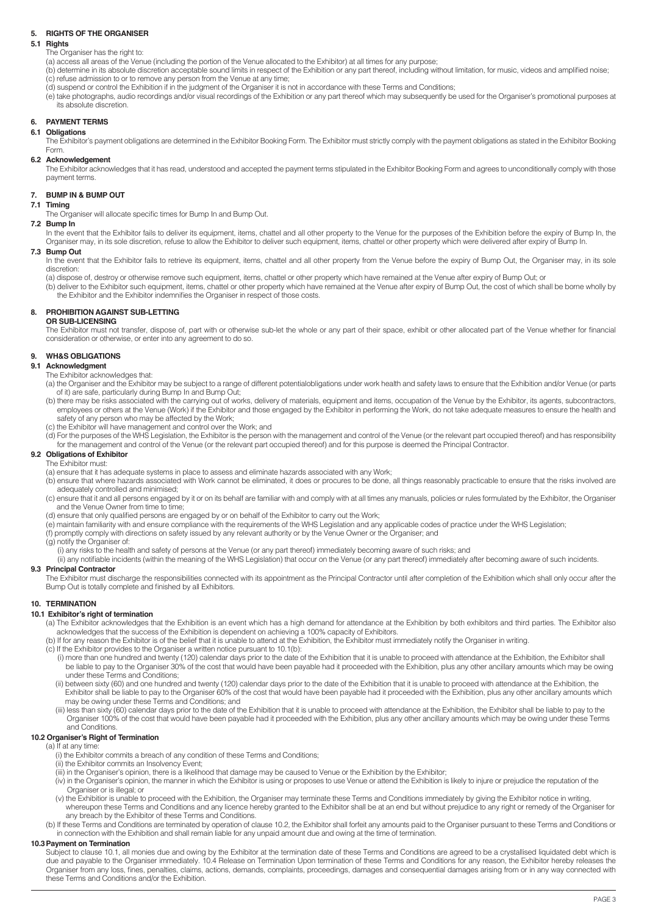## 5. RIGHTS OF THE ORGANISER

### 5.1 Rights

The Organiser has the right to:

(a) access all areas of the Venue (including the portion of the Venue allocated to the Exhibitor) at all times for any purpose;

(b) determine in its absolute discretion acceptable sound limits in respect of the Exhibition or any part thereof, including without limitation, for music, videos and amplified noise;

(c) refuse admission to or to remove any person from the Venue at any time;

(d) suspend or control the Exhibition if in the judgment of the Organiser it is not in accordance with these Terms and Conditions;

(e) take photographs, audio recordings and/or visual recordings of the Exhibition or any part thereof which may subsequently be used for the Organiser's promotional purposes at its absolute discretion.

## 6. PAYMENT TERMS

### 6.1 Obligations

The Exhibitor's payment obligations are determined in the Exhibitor Booking Form. The Exhibitor must strictly comply with the payment obligations as stated in the Exhibitor Booking Form.

### 6.2 Acknowledgement

The Exhibitor acknowledges that it has read, understood and accepted the payment terms stipulated in the Exhibitor Booking Form and agrees to unconditionally comply with those payment terms.

## 7. BUMP IN & BUMP OUT

### 7.1 Timing

The Organiser will allocate specific times for Bump In and Bump Out.

### 7.2 Bump In

In the event that the Exhibitor fails to deliver its equipment, items, chattel and all other property to the Venue for the purposes of the Exhibition before the expiry of Bump In, the Organiser may, in its sole discretion, refuse to allow the Exhibitor to deliver such equipment, items, chattel or other property which were delivered after expiry of Bump In.

### 7.3 Bump Out

In the event that the Exhibitor fails to retrieve its equipment, items, chattel and all other property from the Venue before the expiry of Bump Out, the Organiser may, in its sole discretion:

(a) dispose of, destroy or otherwise remove such equipment, items, chattel or other property which have remained at the Venue after expiry of Bump Out; or

(b) deliver to the Exhibitor such equipment, items, chattel or other property which have remained at the Venue after expiry of Bump Out, the cost of which shall be borne wholly by the Exhibitor and the Exhibitor indemnifies the Organiser in respect of those costs.

## 8. PROHIBITION AGAINST SUB-LETTING OR SUB-LICENSING

The Exhibitor must not transfer, dispose of, part with or otherwise sub-let the whole or any part of their space, exhibit or other allocated part of the Venue whether for financial consideration or otherwise, or enter into any agreement to do so.

## 9. WH&S OBLIGATIONS

### 9.1 Acknowledgment

The Exhibitor acknowledges that:

(a) the Organiser and the Exhibitor may be subject to a range of different potentialobligations under work health and safety laws to ensure that the Exhibition and/or Venue (or parts of it) are safe, particularly during Bump In and Bump Out;

(b) there may be risks associated with the carrying out of works, delivery of materials, equipment and items, occupation of the Venue by the Exhibitor, its agents, subcontractors, employees or others at the Venue (Work) if the Exhibitor and those engaged by the Exhibitor in performing the Work, do not take adequate measures to ensure the health and safety of any person who may be affected by the Work;

(c) the Exhibitor will have management and control over the Work; and

(d) For the purposes of the WHS Legislation, the Exhibitor is the person with the management and control of the Venue (or the relevant part occupied thereof) and has responsibility for the management and control of the Venue (or the relevant part occupied thereof) and for this purpose is deemed the Principal Contractor.

### 9.2 Obligations of Exhibitor

The Exhibitor must:

(a) ensure that it has adequate systems in place to assess and eliminate hazards associated with any Work;

(b) ensure that where hazards associated with Work cannot be eliminated, it does or procures to be done, all things reasonably practicable to ensure that the risks involved are adequately controlled and minimised;

(c) ensure that it and all persons engaged by it or on its behalf are familiar with and comply with at all times any manuals, policies or rules formulated by the Exhibitor, the Organiser and the Venue Owner from time to time;

(d) ensure that only qualified persons are engaged by or on behalf of the Exhibitor to carry out the Work;

(e) maintain familiarity with and ensure compliance with the requirements of the WHS Legislation and any applicable codes of practice under the WHS Legislation;

(f) promptly comply with directions on safety issued by any relevant authority or by the Venue Owner or the Organiser; and

(g) notify the Organiser of:

(i) any risks to the health and safety of persons at the Venue (or any part thereof) immediately becoming aware of such risks; and

(ii) any notifiable incidents (within the meaning of the WHS Legislation) that occur on the Venue (or any part thereof) immediately after becoming aware of such incidents.

### 9.3 Principal Contractor

The Exhibitor must discharge the responsibilities connected with its appointment as the Principal Contractor until after completion of the Exhibition which shall only occur after the Bump Out is totally complete and finished by all Exhibitors.

## 10. TERMINATION

### 10.1 Exhibitor's right of termination

(a) The Exhibitor acknowledges that the Exhibition is an event which has a high demand for attendance at the Exhibition by both exhibitors and third parties. The Exhibitor also acknowledges that the success of the Exhibition is dependent on achieving a 100% capacity of Exhibitors.

(b) If for any reason the Exhibitor is of the belief that it is unable to attend at the Exhibition, the Exhibitor must immediately notify the Organiser in writing.

(c) If the Exhibitor provides to the Organiser a written notice pursuant to 10.1(b):

(i) more than one hundred and twenty (120) calendar days prior to the date of the Exhibition that it is unable to proceed with attendance at the Exhibition, the Exhibitor shall be liable to pay to the Organiser 30% of the cost that would have been payable had it proceeded with the Exhibition, plus any other ancillary amounts which may be owing under these Terms and Conditions;

(ii) between sixty (60) and one hundred and twenty (120) calendar days prior to the date of the Exhibition that it is unable to proceed with attendance at the Exhibition, the Exhibitor shall be liable to pay to the Organiser 60% of the cost that would have been payable had it proceeded with the Exhibition, plus any other ancillary amounts which may be owing under these Terms and Conditions; and

(iii) less than sixty (60) calendar days prior to the date of the Exhibition that it is unable to proceed with attendance at the Exhibition, the Exhibitor shall be liable to pay to the Organiser 100% of the cost that would have been payable had it proceeded with the Exhibition, plus any other ancillary amounts which may be owing under these Terms and Conditions.

### 10.2 Organiser's Right of Termination

(a) If at any time:

(i) the Exhibitor commits a breach of any condition of these Terms and Conditions;

(ii) the Exhibitor commits an Insolvency Event;

(iii) in the Organiser's opinion, there is a likelihood that damage may be caused to Venue or the Exhibition by the Exhibitor;

(iv) in the Organiser's opinion, the manner in which the Exhibitor is using or proposes to use Venue or attend the Exhibition is likely to injure or prejudice the reputation of the Organiser or is illegal; or

(v) the Exhibitor is unable to proceed with the Exhibition, the Organiser may terminate these Terms and Conditions immediately by giving the Exhibitor notice in writing, whereupon these Terms and Conditions and any licence hereby granted to the Exhibitor shall be at an end but without prejudice to any right or remedy of the Organiser for any breach by the Exhibitor of these Terms and Conditions.

(b) If these Terms and Conditions are terminated by operation of clause 10.2, the Exhibitor shall forfeit any amounts paid to the Organiser pursuant to these Terms and Conditions or in connection with the Exhibition and shall remain liable for any unpaid amount due and owing at the time of termination.

### 10.3 Payment on Termination

Subject to clause 10.1, all monies due and owing by the Exhibitor at the termination date of these Terms and Conditions are agreed to be a crystallised liquidated debt which is due and payable to the Organiser immediately. 10.4 Release on Termination Upon termination of these Terms and Conditions for any reason, the Exhibitor hereby releases the Organiser from any loss, fines, penalties, claims, actions, demands, complaints, proceedings, damages and consequential damages arising from or in any way connected with these Terms and Conditions and/or the Exhibition.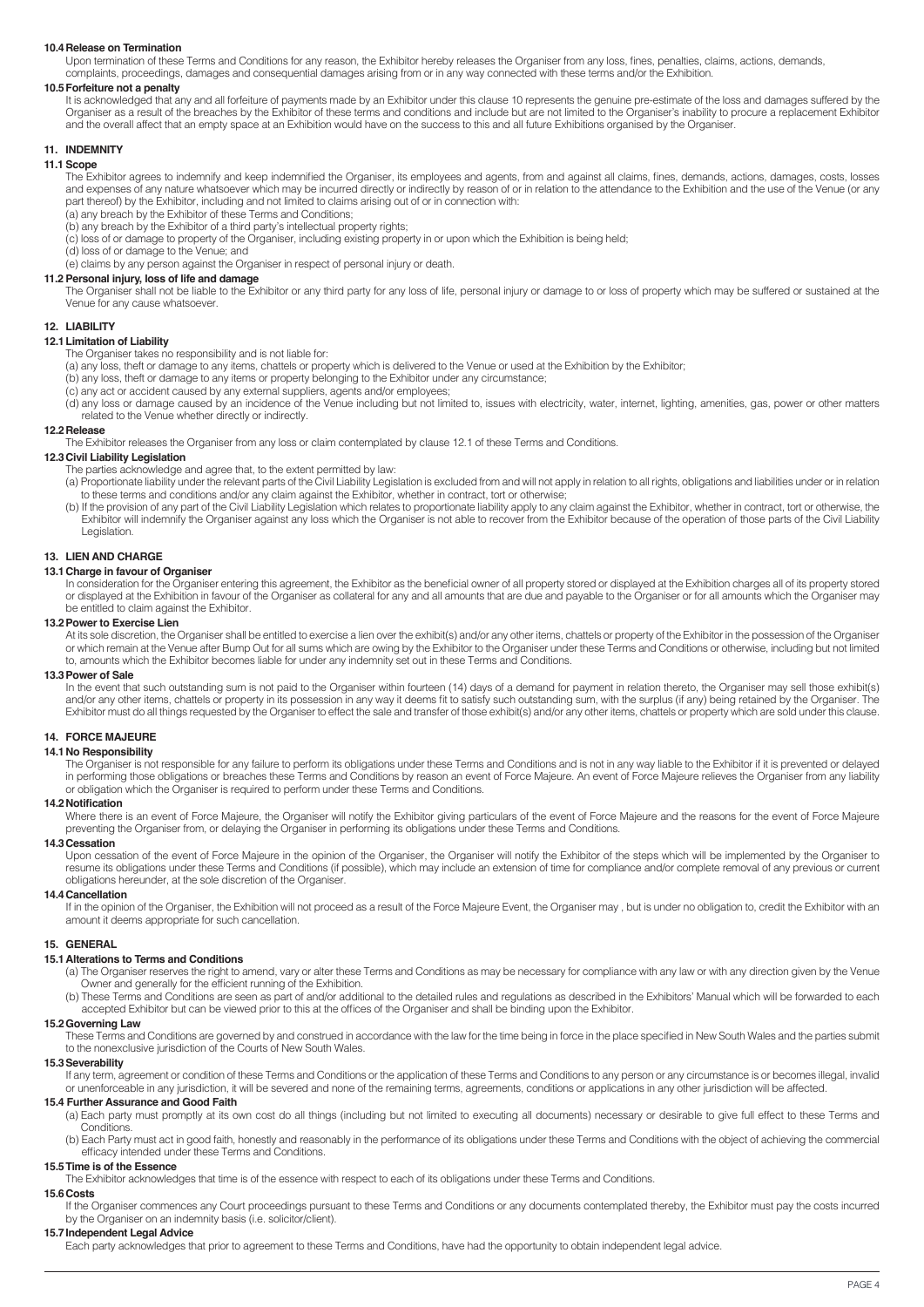**10.4 Release on Termination**

Upon termination of these Terms and Conditions for any reason, the Exhibitor hereby releases the Organiser from any loss, fines, penalties, claims, actions, demands, complaints, proceedings, damages and consequential damages arising from or in any way connected with these terms and/or the Exhibition.

**10.5 Forfeiture not a penalty**

It is acknowledged that any and all forfeiture of payments made by an Exhibitor under this clause 10 represents the genuine pre-estimate of the loss and damages suffered by the Organiser as a result of the breaches by the Exhibitor of these terms and conditions and include but are not limited to the Organiser's inability to procure a replacement Exhibitor and the overall affect that an empty space at an Exhibition would have on the success to this and all future Exhibitions organised by the Organiser.

## 11. INDEMNITY

**11.1 Scope**

The Exhibitor agrees to indemnify and keep indemnified the Organiser, its employees and agents, from and against all claims, fines, demands, actions, damages, costs, losses and expenses of any nature whatsoever which may be incurred directly or indirectly by reason of or in relation to the attendance to the Exhibition and the use of the Venue (or any part thereof) by the Exhibitor, including and not limited to claims arising out of or in connection with:

(a) any breach by the Exhibitor of these Terms and Conditions;
(b) any breach by the Exhibitor of a third party's intellectual property rights;
(c) loss of or damage to property of the Organiser, including existing property in or upon which the Exhibition is being held;
(d) loss of or damage to the Venue; and
(e) claims by any person against the Organiser in respect of personal injury or death.

**11.2 Personal injury, loss of life and damage**

The Organiser shall not be liable to the Exhibitor or any third party for any loss of life, personal injury or damage to or loss of property which may be suffered or sustained at the Venue for any cause whatsoever.

## 12. LIABILITY

**12.1 Limitation of Liability**

The Organiser takes no responsibility and is not liable for:

(a) any loss, theft or damage to any items, chattels or property which is delivered to the Venue or used at the Exhibition by the Exhibitor;
(b) any loss, theft or damage to any items or property belonging to the Exhibitor under any circumstance;
(c) any act or accident caused by any external suppliers, agents and/or employees;
(d) any loss or damage caused by an incidence of the Venue including but not limited to, issues with electricity, water, internet, lighting, amenities, gas, power or other matters related to the Venue whether directly or indirectly.

**12.2 Release**

The Exhibitor releases the Organiser from any loss or claim contemplated by clause 12.1 of these Terms and Conditions.

**12.3 Civil Liability Legislation**

The parties acknowledge and agree that, to the extent permitted by law:

(a) Proportionate liability under the relevant parts of the Civil Liability Legislation is excluded from and will not apply in relation to all rights, obligations and liabilities under or in relation to these terms and conditions and/or any claim against the Exhibitor, whether in contract, tort or otherwise;
(b) If the provision of any part of the Civil Liability Legislation which relates to proportionate liability apply to any claim against the Exhibitor, whether in contract, tort or otherwise, the Exhibitor will indemnify the Organiser against any loss which the Organiser is not able to recover from the Exhibitor because of the operation of those parts of the Civil Liability Legislation.

## 13. LIEN AND CHARGE

**13.1 Charge in favour of Organiser**

In consideration for the Organiser entering this agreement, the Exhibitor as the beneficial owner of all property stored or displayed at the Exhibition charges all of its property stored or displayed at the Exhibition in favour of the Organiser as collateral for any and all amounts that are due and payable to the Organiser or for all amounts which the Organiser may be entitled to claim against the Exhibitor.

**13.2 Power to Exercise Lien**

At its sole discretion, the Organiser shall be entitled to exercise a lien over the exhibit(s) and/or any other items, chattels or property of the Exhibitor in the possession of the Organiser or which remain at the Venue after Bump Out for all sums which are owing by the Exhibitor to the Organiser under these Terms and Conditions or otherwise, including but not limited to, amounts which the Exhibitor becomes liable for under any indemnity set out in these Terms and Conditions.

**13.3 Power of Sale**

In the event that such outstanding sum is not paid to the Organiser within fourteen (14) days of a demand for payment in relation thereto, the Organiser may sell those exhibit(s) and/or any other items, chattels or property in its possession in any way it deems fit to satisfy such outstanding sum, with the surplus (if any) being retained by the Organiser. The Exhibitor must do all things requested by the Organiser to effect the sale and transfer of those exhibit(s) and/or any other items, chattels or property which are sold under this clause.

## 14. FORCE MAJEURE

**14.1 No Responsibility**

The Organiser is not responsible for any failure to perform its obligations under these Terms and Conditions and is not in any way liable to the Exhibitor if it is prevented or delayed in performing those obligations or breaches these Terms and Conditions by reason an event of Force Majeure. An event of Force Majeure relieves the Organiser from any liability or obligation which the Organiser is required to perform under these Terms and Conditions.

**14.2 Notification**

Where there is an event of Force Majeure, the Organiser will notify the Exhibitor giving particulars of the event of Force Majeure and the reasons for the event of Force Majeure preventing the Organiser from, or delaying the Organiser in performing its obligations under these Terms and Conditions.

**14.3 Cessation**

Upon cessation of the event of Force Majeure in the opinion of the Organiser, the Organiser will notify the Exhibitor of the steps which will be implemented by the Organiser to resume its obligations under these Terms and Conditions (if possible), which may include an extension of time for compliance and/or complete removal of any previous or current obligations hereunder, at the sole discretion of the Organiser.

**14.4 Cancellation**

If in the opinion of the Organiser, the Exhibition will not proceed as a result of the Force Majeure Event, the Organiser may , but is under no obligation to, credit the Exhibitor with an amount it deems appropriate for such cancellation.

## 15. GENERAL

**15.1 Alterations to Terms and Conditions**

(a) The Organiser reserves the right to amend, vary or alter these Terms and Conditions as may be necessary for compliance with any law or with any direction given by the Venue Owner and generally for the efficient running of the Exhibition.
(b) These Terms and Conditions are seen as part of and/or additional to the detailed rules and regulations as described in the Exhibitors' Manual which will be forwarded to each accepted Exhibitor but can be viewed prior to this at the offices of the Organiser and shall be binding upon the Exhibitor.

**15.2 Governing Law**

These Terms and Conditions are governed by and construed in accordance with the law for the time being in force in the place specified in New South Wales and the parties submit to the nonexclusive jurisdiction of the Courts of New South Wales.

**15.3 Severability**

If any term, agreement or condition of these Terms and Conditions or the application of these Terms and Conditions to any person or any circumstance is or becomes illegal, invalid or unenforceable in any jurisdiction, it will be severed and none of the remaining terms, agreements, conditions or applications in any other jurisdiction will be affected.

**15.4 Further Assurance and Good Faith**

(a) Each party must promptly at its own cost do all things (including but not limited to executing all documents) necessary or desirable to give full effect to these Terms and Conditions.
(b) Each Party must act in good faith, honestly and reasonably in the performance of its obligations under these Terms and Conditions with the object of achieving the commercial efficacy intended under these Terms and Conditions.

**15.5 Time is of the Essence**

The Exhibitor acknowledges that time is of the essence with respect to each of its obligations under these Terms and Conditions.

**15.6 Costs**

If the Organiser commences any Court proceedings pursuant to these Terms and Conditions or any documents contemplated thereby, the Exhibitor must pay the costs incurred by the Organiser on an indemnity basis (i.e. solicitor/client).

**15.7 Independent Legal Advice**

Each party acknowledges that prior to agreement to these Terms and Conditions, have had the opportunity to obtain independent legal advice.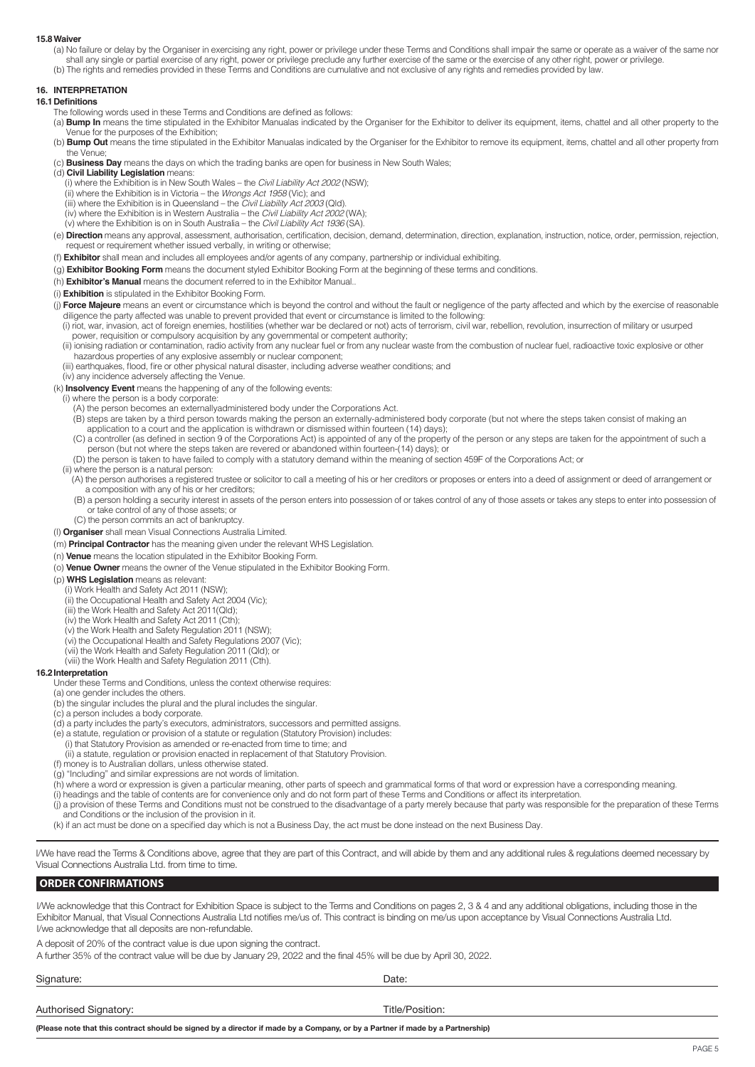### 15.8 Waiver

(a) No failure or delay by the Organiser in exercising any right, power or privilege under these Terms and Conditions shall impair the same or operate as a waiver of the same nor shall any single or partial exercise of any right, power or privilege preclude any further exercise of the same or the exercise of any other right, power or privilege.

(b) The rights and remedies provided in these Terms and Conditions are cumulative and not exclusive of any rights and remedies provided by law.

## 16. INTERPRETATION

### 16.1 Definitions

The following words used in these Terms and Conditions are defined as follows:

(a) **Bump In** means the time stipulated in the Exhibitor Manualas indicated by the Organiser for the Exhibitor to deliver its equipment, items, chattel and all other property to the Venue for the purposes of the Exhibition;

(b) **Bump Out** means the time stipulated in the Exhibitor Manualas indicated by the Organiser for the Exhibitor to remove its equipment, items, chattel and all other property from the Venue;

(c) **Business Day** means the days on which the trading banks are open for business in New South Wales;

(d) **Civil Liability Legislation** means:

(i) where the Exhibition is in New South Wales – the *Civil Liability Act 2002* (NSW);

(ii) where the Exhibition is in Victoria – the *Wrongs Act 1958* (Vic); and

(iii) where the Exhibition is in Queensland – the *Civil Liability Act 2003* (Qld).

(iv) where the Exhibition is in Western Australia – the *Civil Liability Act 2002* (WA);

(v) where the Exhibition is on in South Australia – the *Civil Liability Act 1936* (SA).

(e) **Direction** means any approval, assessment, authorisation, certification, decision, demand, determination, direction, explanation, instruction, notice, order, permission, rejection, request or requirement whether issued verbally, in writing or otherwise;

(f) **Exhibitor** shall mean and includes all employees and/or agents of any company, partnership or individual exhibiting.

(g) **Exhibitor Booking Form** means the document styled Exhibitor Booking Form at the beginning of these terms and conditions.

(h) **Exhibitor's Manual** means the document referred to in the Exhibitor Manual..

(i) **Exhibition** is stipulated in the Exhibitor Booking Form.

(j) **Force Majeure** means an event or circumstance which is beyond the control and without the fault or negligence of the party affected and which by the exercise of reasonable diligence the party affected was unable to prevent provided that event or circumstance is limited to the following:

(i) riot, war, invasion, act of foreign enemies, hostilities (whether war be declared or not) acts of terrorism, civil war, rebellion, revolution, insurrection of military or usurped power, requisition or compulsory acquisition by any governmental or competent authority;

(ii) ionising radiation or contamination, radio activity from any nuclear fuel or from any nuclear waste from the combustion of nuclear fuel, radioactive toxic explosive or other hazardous properties of any explosive assembly or nuclear component;

(iii) earthquakes, flood, fire or other physical natural disaster, including adverse weather conditions; and

(iv) any incidence adversely affecting the Venue.

(k) **Insolvency Event** means the happening of any of the following events:

(i) where the person is a body corporate:

(A) the person becomes an externallyadministered body under the Corporations Act.

(B) steps are taken by a third person towards making the person an externally-administered body corporate (but not where the steps taken consist of making an application to a court and the application is withdrawn or dismissed within fourteen (14) days);

(C) a controller (as defined in section 9 of the Corporations Act) is appointed of any of the property of the person or any steps are taken for the appointment of such a person (but not where the steps taken are revered or abandoned within fourteen-(14) days); or

(D) the person is taken to have failed to comply with a statutory demand within the meaning of section 459F of the Corporations Act; or

(ii) where the person is a natural person:

(A) the person authorises a registered trustee or solicitor to call a meeting of his or her creditors or proposes or enters into a deed of assignment or deed of arrangement or a composition with any of his or her creditors;

(B) a person holding a security interest in assets of the person enters into possession of or takes control of any of those assets or takes any steps to enter into possession of or take control of any of those assets; or

(C) the person commits an act of bankruptcy.

(l) **Organiser** shall mean Visual Connections Australia Limited.

(m) **Principal Contractor** has the meaning given under the relevant WHS Legislation.

(n) **Venue** means the location stipulated in the Exhibitor Booking Form.

(o) **Venue Owner** means the owner of the Venue stipulated in the Exhibitor Booking Form.

(p) **WHS Legislation** means as relevant:

(i) Work Health and Safety Act 2011 (NSW);

(ii) the Occupational Health and Safety Act 2004 (Vic);

(iii) the Work Health and Safety Act 2011(Qld);

(iv) the Work Health and Safety Act 2011 (Cth);

(v) the Work Health and Safety Regulation 2011 (NSW);

(vi) the Occupational Health and Safety Regulations 2007 (Vic);

(vii) the Work Health and Safety Regulation 2011 (Qld); or

(viii) the Work Health and Safety Regulation 2011 (Cth).

### 16.2 Interpretation

Under these Terms and Conditions, unless the context otherwise requires:

(a) one gender includes the others.

(b) the singular includes the plural and the plural includes the singular.

(c) a person includes a body corporate.

(d) a party includes the party's executors, administrators, successors and permitted assigns.

(e) a statute, regulation or provision of a statute or regulation (Statutory Provision) includes:

(i) that Statutory Provision as amended or re-enacted from time to time; and

(ii) a statute, regulation or provision enacted in replacement of that Statutory Provision.

(f) money is to Australian dollars, unless otherwise stated.

(g) "Including" and similar expressions are not words of limitation.

(h) where a word or expression is given a particular meaning, other parts of speech and grammatical forms of that word or expression have a corresponding meaning.

(i) headings and the table of contents are for convenience only and do not form part of these Terms and Conditions or affect its interpretation.

(j) a provision of these Terms and Conditions must not be construed to the disadvantage of a party merely because that party was responsible for the preparation of these Terms and Conditions or the inclusion of the provision in it.

(k) if an act must be done on a specified day which is not a Business Day, the act must be done instead on the next Business Day.

---

I/We have read the Terms & Conditions above, agree that they are part of this Contract, and will abide by them and any additional rules & regulations deemed necessary by Visual Connections Australia Ltd. from time to time.

## ORDER CONFIRMATIONS

I/We acknowledge that this Contract for Exhibition Space is subject to the Terms and Conditions on pages 2, 3 & 4 and any additional obligations, including those in the Exhibitor Manual, that Visual Connections Australia Ltd notifies me/us of. This contract is binding on me/us upon acceptance by Visual Connections Australia Ltd. I/we acknowledge that all deposits are non-refundable.

A deposit of 20% of the contract value is due upon signing the contract.

A further 35% of the contract value will be due by January 29, 2022 and the final 45% will be due by April 30, 2022.

Signature: ______________________ Date: ______________________

Authorised Signatory: ______________________ Title/Position: ______________________

**(Please note that this contract should be signed by a director if made by a Company, or by a Partner if made by a Partnership)**